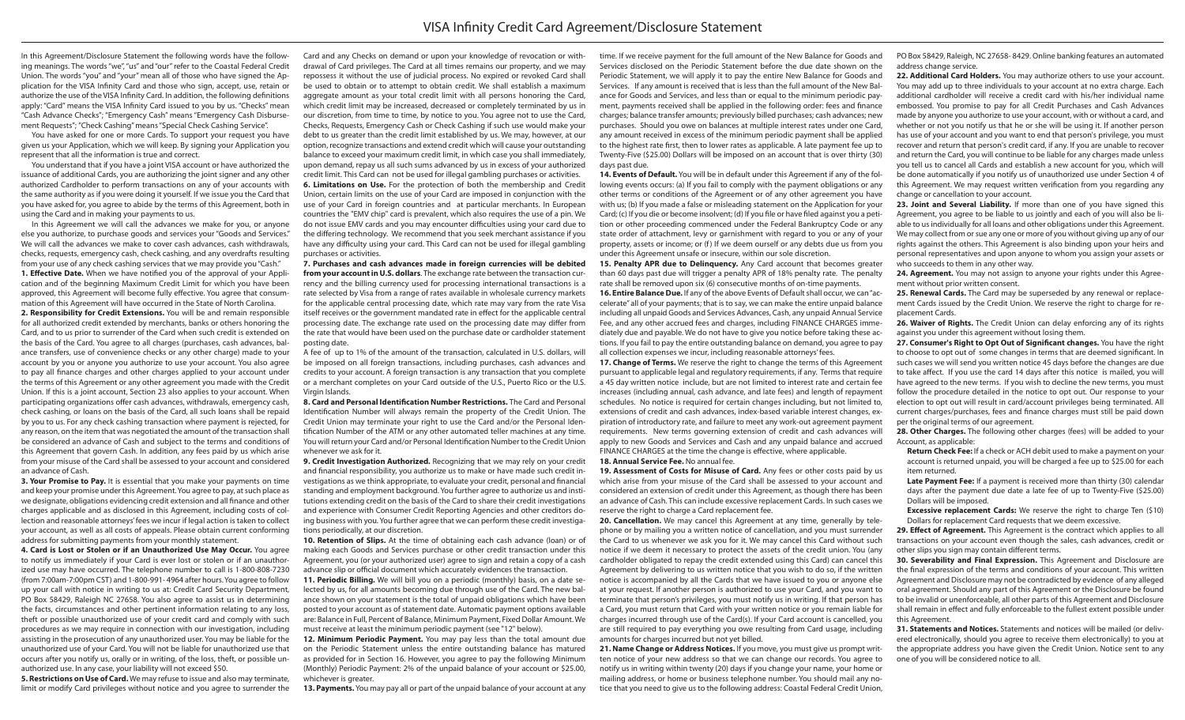# VISA Infinity Credit Card Agreement/Disclosure Statement

In this Agreement/Disclosure Statement the following words have the following meanings. The words "we", "us" and "our" refer to the Coastal Federal Credit Union. The words "you" and "your" mean all of those who have signed the Application for the VISA Infinity Card and those who sign, accept, use retain or authorize the use of the VISA Infinity Card. In addition, the following definitions apply: "Card" means the VISA Infinity Card issued to you by us. "Checks" mean "Cash Advance Checks"; "Emergency Cash" means "Emergency Cash Disbursement Requests"; "Check Cashing" means "Special Check Cashing Service".

You have asked for one or more Cards. To support your request you have given us your Application, which we will keep. By signing your Application you represent that all the information is true and correct.

You understand that if you have a joint VISA account or have authorized the issuance of additional Cards, you are authorizing the joint signer and any other authorized Cardholder to perform transactions on any of your accounts with the same authority as if you were doing it yourself. If we issue you the Card that you have asked for, you agree to abide by the terms of this Agreement, both in using the Card and in making your payments to us.

In this Agreement we will call the advances we make for you, or anyone else you authorize, to purchase goods and services your "Goods and Services." We will call the advances we make to cover cash advances, cash withdrawals, checks, requests, emergency cash, check cashing, and any overdrafts resulting from your use of any check cashing services that we may provide you "Cash."

**1. Effective Date.** When we have notified you of the approval of your Application and of the beginning Maximum Credit Limit for which you have been approved, this Agreement will become fully effective. You agree that consummation of this Agreement will have occurred in the State of North Carolina.

**2. Responsibility for Credit Extensions.** You will be and remain responsible for all authorized credit extended by merchants, banks or others honoring the Card, and to us prior to surrender of the Card when such credit is extended on the basis of the Card. You agree to all charges (purchases, cash advances, balance transfers, use of convenience checks or any other charge) made to your account by you or anyone you authorize to use your account. You also agree to pay all finance charges and other charges applied to your account under the terms of this Agreement or any other agreement you made with the Credit Union. If this is a joint account, Section 23 also applies to your account. When participating organizations offer cash advances, withdrawals, emergency cash, check cashing, or loans on the basis of the Card, all such loans shall be repaid by you to us. For any check cashing transaction where payment is rejected, for any reason, on the item that was negotiated the amount of the transaction shall be considered an advance of Cash and subject to the terms and conditions of this Agreement that govern Cash. In addition, any fees paid by us which arise from your misuse of the Card shall be assessed to your account and considered an advance of Cash.

**3. Your Promise to Pay.** It is essential that you make your payments on time and keep your promise under this Agreement. You agree to pay, at such place as we designate, obligations evidencing credit extension and all finance and other charges applicable and as disclosed in this Agreement, including costs of collection and reasonable attorneys' fees we incur if legal action is taken to collect your account, as well as all costs of appeals. Please obtain current conforming address for submitting payments from your monthly statement.

**4. Card is Lost or Stolen or if an Unauthorized Use May Occur.** You agree to notify us immediately if your Card is ever lost or stolen or if an unauthorized use may have occurred. The telephone number to call is 1-800-808-7230 (from 7:00am-7:00pm CST) and 1-800-991- 4964 after hours. You agree to follow up your call with notice in writing to us at: Credit Card Security Department, PO Box 58429, Raleigh NC 27658. You also agree to assist us in determining the facts, circumstances and other pertinent information relating to any loss, theft or possible unauthorized use of your credit card and comply with such procedures as we may require in connection with our investigation, including assisting in the prosecution of any unauthorized user. You may be liable for the unauthorized use of your Card. You will not be liable for unauthorized use that occurs after you notify us, orally or in writing, of the loss, theft, or possible unauthorized use. In any case, your liability will not exceed $50.

**5. Restrictions on Use of Card.** We may refuse to issue and also may terminate, limit or modify Card privileges without notice and you agree to surrender the Card and any Checks on demand or upon your knowledge of revocation or withdrawal of Card privileges. The Card at all times remains our property, and we may repossess it without the use of judicial process. No expired or revoked Card shall be used to obtain or to attempt to obtain credit. We shall establish a maximum aggregate amount as your total credit limit with all persons honoring the Card, which credit limit may be increased, decreased or completely terminated by us in our discretion, from time to time, by notice to you. You agree not to use the Card, Checks, Requests, Emergency Cash or Check Cashing if such use would make your debt to us greater than the credit limit established by us. We may, however, at our option, recognize transactions and extend credit which will cause your outstanding balance to exceed your maximum credit limit, in which case you shall immediately, upon demand, repay us all such sums advanced by us in excess of your authorized credit limit. This Card can not be used for illegal gambling purchases or activities.

**6. Limitations on Use.** For the protection of both the membership and Credit Union, certain limits on the use of your Card are imposed in conjunction with the use of your Card in foreign countries and at particular merchants. In European countries the "EMV chip" card is prevalent, which also requires the use of a pin. We do not issue EMV cards and you may encounter difficulties using your card due to the differing technology. We recommend that you seek merchant assistance if you have any difficulty using your card. This Card can not be used for illegal gambling purchases or activities.

**7. Purchases and cash advances made in foreign currencies will be debited from your account in U.S. dollars**. The exchange rate between the transaction currency and the billing currency used for processing international transactions is a rate selected by Visa from a range of rates available in wholesale currency markets for the applicable central processing date, which rate may vary from the rate Visa itself receives or the government mandated rate in effect for the applicable central processing date. The exchange rate used on the processing date may differ from the rate that would have been used on the purchase date or cardholder statement posting date.

A fee of up to 1% of the amount of the transaction, calculated in U.S. dollars, will be imposed on all foreign transactions, including purchases, cash advances and credits to your account. A foreign transaction is any transaction that you complete or a merchant completes on your Card outside of the U.S., Puerto Rico or the U.S. Virgin Islands.

**8. Card and Personal Identification Number Restrictions.** The Card and Personal Identification Number will always remain the property of the Credit Union. The Credit Union may terminate your right to use the Card and/or the Personal Identification Number of the ATM or any other automated teller machines at any time. You will return your Card and/or Personal Identification Number to the Credit Union whenever we ask for it.

**9. Credit Investigation Authorized.** Recognizing that we may rely on your credit and financial responsibility, you authorize us to make or have made such credit investigations as we think appropriate, to evaluate your credit, personal and financial standing and employment background. You further agree to authorize us and institutions extending credit on the basis of the Card to share their credit investigations and experience with Consumer Credit Reporting Agencies and other creditors doing business with you. You further agree that we can perform these credit investigations periodically, at our discretion.

**10. Retention of Slips.** At the time of obtaining each cash advance (loan) or of making each Goods and Services purchase or other credit transaction under this Agreement, you (or your authorized user) agree to sign and retain a copy of a cash advance slip or official document which accurately evidences the transaction.

**11. Periodic Billing.** We will bill you on a periodic (monthly) basis, on a date selected by us, for all amounts becoming due through use of the Card. The new balance shown on your statement is the total of unpaid obligations which have been posted to your account as of statement date. Automatic payment options available are: Balance in Full, Percent of Balance, Minimum Payment, Fixed Dollar Amount. We must receive at least the minimum periodic payment (see "12" below).

**12. Minimum Periodic Payment.** You may pay less than the total amount due on the Periodic Statement unless the entire outstanding balance has matured as provided for in Section 16. However, you agree to pay the following Minimum (Monthly) Periodic Payment: 2% of the unpaid balance of your account or $25.00, whichever is greater.

**13. Payments.** You may pay all or part of the unpaid balance of your account at any time. If we receive payment for the full amount of the New Balance for Goods and Services disclosed on the Periodic Statement before the due date shown on the Periodic Statement, we will apply it to pay the entire New Balance for Goods and Services. If any amount is received that is less than the full amount of the New Balance for Goods and Services, and less than or equal to the minimum periodic payment, payments received shall be applied in the following order: fees and finance charges; balance transfer amounts; previously billed purchases; cash advances; new purchases. Should you owe on balances at multiple interest rates under one Card, any amount received in excess of the minimum periodic payment shall be applied to the highest rate first, then to lower rates as applicable. A late payment fee up to Twenty-Five ($25.00) Dollars will be imposed on an account that is over thirty (30) days past due.

**14. Events of Default.** You will be in default under this Agreement if any of the following events occurs: (a) If you fail to comply with the payment obligations or any other terms or conditions of the Agreement or of any other agreement you have with us; (b) If you made a false or misleading statement on the Application for your Card; (c) If you die or become insolvent; (d) If you file or have filed against you a petition or other proceeding commenced under the Federal Bankruptcy Code or any state order of attachment, levy or garnishment with regard to you or any of your property, assets or income; or (f) If we deem ourself or any debts due us from you under this Agreement unsafe or insecure, within our sole discretion.

**15. Penalty APR due to Delinquency.** Any Card account that becomes greater than 60 days past due will trigger a penalty APR of 18% penalty rate. The penalty rate shall be removed upon six (6) consecutive months of on-time payments.

**16. Entire Balance Due.** If any of the above Events of Default shall occur, we can "accelerate" all of your payments; that is to say, we can make the entire unpaid balance including all unpaid Goods and Services Advances, Cash, any unpaid Annual Service Fee, and any other accrued fees and charges, including FINANCE CHARGES immediately due and payable. We do not have to give you notice before taking these actions. If you fail to pay the entire outstanding balance on demand, you agree to pay all collection expenses we incur, including reasonable attorneys' fees.

**17. Change of Terms.** We reserve the right to change the terms of this Agreement pursuant to applicable legal and regulatory requirements, if any. Terms that require a 45 day written notice include, but are not limited to interest rate and certain fee increases (including annual, cash advance, and late fees) and length of repayment schedules. No notice is required for certain changes including, but not limited to, extensions of credit and cash advances, index-based variable interest changes, expiration of introductory rate, and failure to meet any work-out agreement payment requirements. New terms governing extension of credit and cash advances will apply to new Goods and Services and Cash and any unpaid balance and accrued FINANCE CHARGES at the time the change is effective, where applicable.

**18. Annual Service Fee.** No annual fee.

**19. Assessment of Costs for Misuse of Card.** Any fees or other costs paid by us which arise from your misuse of the Card shall be assessed to your account and considered an extension of credit under this Agreement, as though there has been an advance of Cash. This can include excessive replacement Cards. In such cases we reserve the right to charge a Card replacement fee.

**20. Cancellation.** We may cancel this Agreement at any time, generally by telephone or by mailing you a written notice of cancellation, and you must surrender the Card to us whenever we ask you for it. We may cancel this Card without such notice if we deem it necessary to protect the assets of the credit union. You (any cardholder obligated to repay the credit extended using this Card) can cancel this Agreement by delivering to us written notice that you wish to do so, if the written notice is accompanied by all the Cards that we have issued to you or anyone else at your request. If another person is authorized to use your Card, and you want to terminate that person's privileges, you must notify us in writing. If that person has a Card, you must return that Card with your written notice or you remain liable for charges incurred through use of the Card(s). If your Card account is cancelled, you are still required to pay everything you owe resulting from Card usage, including amounts for charges incurred but not yet billed.

**21. Name Change or Address Notices.** If you move, you must give us prompt written notice of your new address so that we can change our records. You agree to notify us in writing within twenty (20) days if you change your name, your home or mailing address, or home or business telephone number. You should mail any notice that you need to give us to the following address: Coastal Federal Credit Union, PO Box 58429, Raleigh, NC 27658- 8429. Online banking features an automated address change service.

**22. Additional Card Holders.** You may authorize others to use your account. You may add up to three individuals to your account at no extra charge. Each additional cardholder will receive a credit card with his/her individual name embossed. You promise to pay for all Credit Purchases and Cash Advances made by anyone you authorize to use your account, with or without a card, and whether or not you notify us that he or she will be using it. If another person has use of your account and you want to end that person's privilege, you must recover and return that person's credit card, if any. If you are unable to recover and return the Card, you will continue to be liable for any charges made unless you tell us to cancel all Cards and establish a new account for you, which will be done automatically if you notify us of unauthorized use under Section 4 of this Agreement. We may request written verification from you regarding any change or cancellation to your account.

**23. Joint and Several Liability.** If more than one of you have signed this Agreement, you agree to be liable to us jointly and each of you will also be liable to us individually for all loans and other obligations under this Agreement. We may collect from or sue any one or more of you without giving up any of our rights against the others. This Agreement is also binding upon your heirs and personal representatives and upon anyone to whom you assign your assets or who succeeds to them in any other way.

**24. Agreement.** You may not assign to anyone your rights under this Agreement without prior written consent.

**25. Renewal Cards.** The Card may be superseded by any renewal or replacement Cards issued by the Credit Union. We reserve the right to charge for replacement Cards.

**26. Waiver of Rights.** The Credit Union can delay enforcing any of its rights against you under this agreement without losing them.

**27. Consumer's Right to Opt Out of Significant changes.** You have the right to choose to opt out of some changes in terms that are deemed significant. In such cases we will send you written notice 45 days before the changes are due to take affect. If you use the card 14 days after this notice is mailed, you will have agreed to the new terms. If you wish to decline the new terms, you must follow the procedure detailed in the notice to opt out. Our response to your election to opt out will result in card/account privileges being terminated. All current charges/purchases, fees and finance charges must still be paid down per the original terms of our agreement.

**28. Other Charges.** The following other charges (fees) will be added to your Account, as applicable:

**Return Check Fee:** If a check or ACH debit used to make a payment on your account is returned unpaid, you will be charged a fee up to $25.00 for each item returned.

**Late Payment Fee:** If a payment is received more than thirty (30) calendar days after the payment due date a late fee of up to Twenty-Five ($25.00) Dollars will be imposed.

**Excessive replacement Cards:** We reserve the right to charge Ten ($10) Dollars for replacement Card requests that we deem excessive.

**29. Effect of Agreement.** This Agreement is the contract which applies to all transactions on your account even though the sales, cash advances, credit or other slips you sign may contain different terms.

**30. Severability and Final Expression.** This Agreement and Disclosure are the final expression of the terms and conditions of your account. This written Agreement and Disclosure may not be contradicted by evidence of any alleged oral agreement. Should any part of this Agreement or the Disclosure be found to be invalid or unenforceable, all other parts of this Agreement and Disclosure shall remain in effect and fully enforceable to the fullest extent possible under this Agreement.

**31. Statements and Notices.** Statements and notices will be mailed (or delivered electronically, should you agree to receive them electronically) to you at the appropriate address you have given the Credit Union. Notice sent to any one of you will be considered notice to all.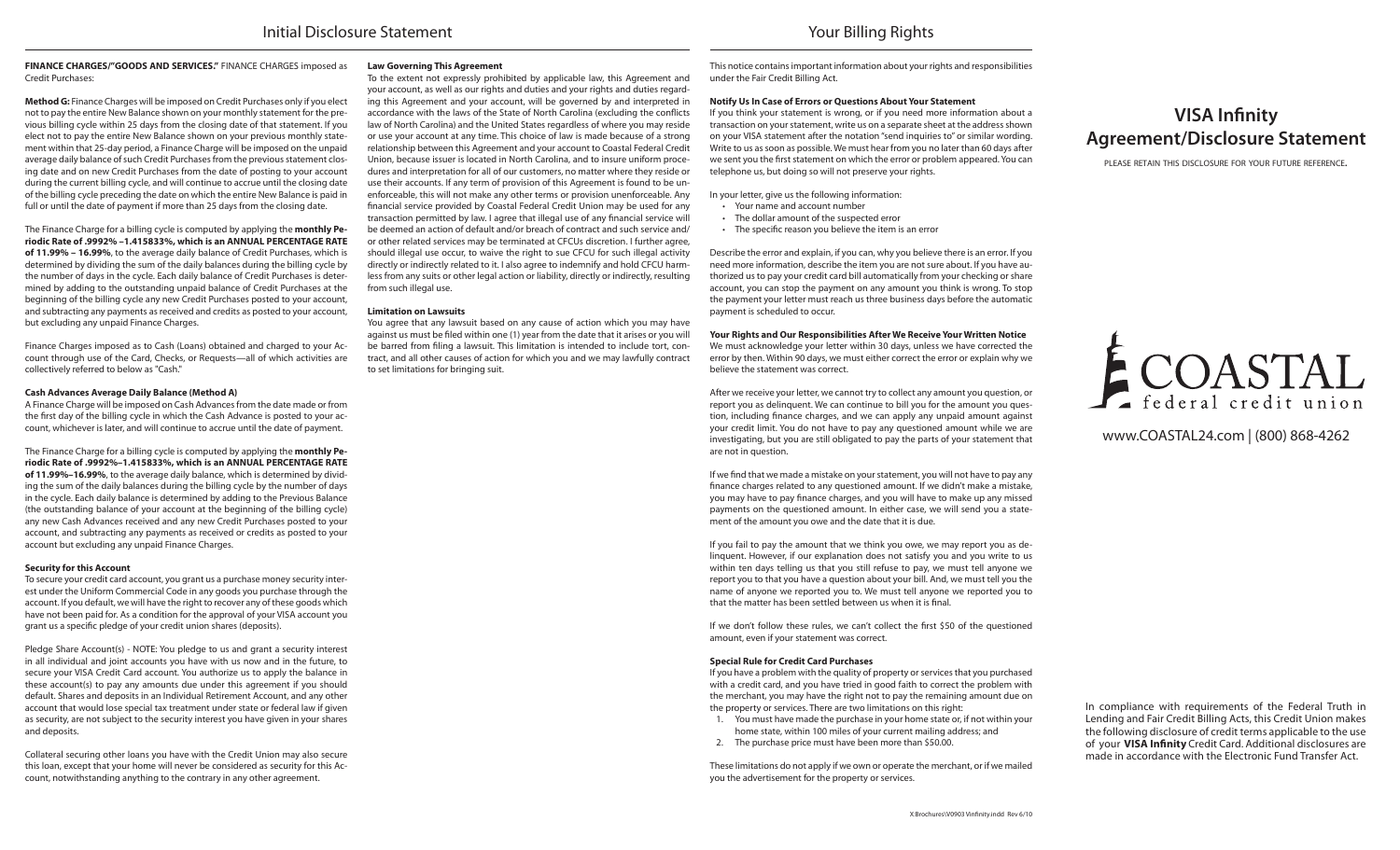# Initial Disclosure Statement

**FINANCE CHARGES/"GOODS AND SERVICES."** FINANCE CHARGES imposed as Credit Purchases:

**Method G:** Finance Charges will be imposed on Credit Purchases only if you elect not to pay the entire New Balance shown on your monthly statement for the previous billing cycle within 25 days from the closing date of that statement. If you elect not to pay the entire New Balance shown on your previous monthly statement within that 25-day period, a Finance Charge will be imposed on the unpaid average daily balance of such Credit Purchases from the previous statement closing date and on new Credit Purchases from the date of posting to your account during the current billing cycle, and will continue to accrue until the closing date of the billing cycle preceding the date on which the entire New Balance is paid in full or until the date of payment if more than 25 days from the closing date.

The Finance Charge for a billing cycle is computed by applying the **monthly Periodic Rate of .9992% –1.415833%, which is an ANNUAL PERCENTAGE RATE of 11.99% – 16.99%**, to the average daily balance of Credit Purchases, which is determined by dividing the sum of the daily balances during the billing cycle by the number of days in the cycle. Each daily balance of Credit Purchases is determined by adding to the outstanding unpaid balance of Credit Purchases at the beginning of the billing cycle any new Credit Purchases posted to your account, and subtracting any payments as received and credits as posted to your account, but excluding any unpaid Finance Charges.

Finance Charges imposed as to Cash (Loans) obtained and charged to your Account through use of the Card, Checks, or Requests—all of which activities are collectively referred to below as "Cash."

### Cash Advances Average Daily Balance (Method A)

A Finance Charge will be imposed on Cash Advances from the date made or from the first day of the billing cycle in which the Cash Advance is posted to your account, whichever is later, and will continue to accrue until the date of payment.

The Finance Charge for a billing cycle is computed by applying the **monthly Periodic Rate of .9992%–1.415833%, which is an ANNUAL PERCENTAGE RATE of 11.99%–16.99%**, to the average daily balance, which is determined by dividing the sum of the daily balances during the billing cycle by the number of days in the cycle. Each daily balance is determined by adding to the Previous Balance (the outstanding balance of your account at the beginning of the billing cycle) any new Cash Advances received and any new Credit Purchases posted to your account, and subtracting any payments as received or credits as posted to your account but excluding any unpaid Finance Charges.

### Security for this Account

To secure your credit card account, you grant us a purchase money security interest under the Uniform Commercial Code in any goods you purchase through the account. If you default, we will have the right to recover any of these goods which have not been paid for. As a condition for the approval of your VISA account you grant us a specific pledge of your credit union shares (deposits).

Pledge Share Account(s) - NOTE: You pledge to us and grant a security interest in all individual and joint accounts you have with us now and in the future, to secure your VISA Credit Card account. You authorize us to apply the balance in these account(s) to pay any amounts due under this agreement if you should default. Shares and deposits in an Individual Retirement Account, and any other account that would lose special tax treatment under state or federal law if given as security, are not subject to the security interest you have given in your shares and deposits.

Collateral securing other loans you have with the Credit Union may also secure this loan, except that your home will never be considered as security for this Account, notwithstanding anything to the contrary in any other agreement.

### Law Governing This Agreement

To the extent not expressly prohibited by applicable law, this Agreement and your account, as well as our rights and duties and your rights and duties regarding this Agreement and your account, will be governed by and interpreted in accordance with the laws of the State of North Carolina (excluding the conflicts law of North Carolina) and the United States regardless of where you may reside or use your account at any time. This choice of law is made because of a strong relationship between this Agreement and your account to Coastal Federal Credit Union, because issuer is located in North Carolina, and to insure uniform procedures and interpretation for all of our customers, no matter where they reside or use their accounts. If any term of provision of this Agreement is found to be unenforceable, this will not make any other terms or provision unenforceable. Any financial service provided by Coastal Federal Credit Union may be used for any transaction permitted by law. I agree that illegal use of any financial service will be deemed an action of default and/or breach of contract and such service and/or other related services may be terminated at CFCUs discretion. I further agree, should illegal use occur, to waive the right to sue CFCU for such illegal activity directly or indirectly related to it. I also agree to indemnify and hold CFCU harmless from any suits or other legal action or liability, directly or indirectly, resulting from such illegal use.

### Limitation on Lawsuits

You agree that any lawsuit based on any cause of action which you may have against us must be filed within one (1) year from the date that it arises or you will be barred from filing a lawsuit. This limitation is intended to include tort, contract, and all other causes of action for which you and we may lawfully contract to set limitations for bringing suit.

# Your Billing Rights

This notice contains important information about your rights and responsibilities under the Fair Credit Billing Act.

### Notify Us In Case of Errors or Questions About Your Statement

If you think your statement is wrong, or if you need more information about a transaction on your statement, write us on a separate sheet at the address shown on your VISA statement after the notation "send inquiries to" or similar wording. Write to us as soon as possible. We must hear from you no later than 60 days after we sent you the first statement on which the error or problem appeared. You can telephone us, but doing so will not preserve your rights.

In your letter, give us the following information:

- Your name and account number
- The dollar amount of the suspected error
- The specific reason you believe the item is an error

Describe the error and explain, if you can, why you believe there is an error. If you need more information, describe the item you are not sure about. If you have authorized us to pay your credit card bill automatically from your checking or share account, you can stop the payment on any amount you think is wrong. To stop the payment your letter must reach us three business days before the automatic payment is scheduled to occur.

### Your Rights and Our Responsibilities After We Receive Your Written Notice

We must acknowledge your letter within 30 days, unless we have corrected the error by then. Within 90 days, we must either correct the error or explain why we believe the statement was correct.

After we receive your letter, we cannot try to collect any amount you question, or report you as delinquent. We can continue to bill you for the amount you question, including finance charges, and we can apply any unpaid amount against your credit limit. You do not have to pay any questioned amount while we are investigating, but you are still obligated to pay the parts of your statement that are not in question.

If we find that we made a mistake on your statement, you will not have to pay any finance charges related to any questioned amount. If we didn't make a mistake, you may have to pay finance charges, and you will have to make up any missed payments on the questioned amount. In either case, we will send you a statement of the amount you owe and the date that it is due.

If you fail to pay the amount that we think you owe, we may report you as delinquent. However, if our explanation does not satisfy you and you write to us within ten days telling us that you still refuse to pay, we must tell anyone we report you to that you have a question about your bill. And, we must tell you the name of anyone we reported you to. We must tell anyone we reported you to that the matter has been settled between us when it is final.

If we don't follow these rules, we can't collect the first $50 of the questioned amount, even if your statement was correct.

### Special Rule for Credit Card Purchases

If you have a problem with the quality of property or services that you purchased with a credit card, and you have tried in good faith to correct the problem with the merchant, you may have the right not to pay the remaining amount due on the property or services. There are two limitations on this right:

1. You must have made the purchase in your home state or, if not within your home state, within 100 miles of your current mailing address; and
2. The purchase price must have been more than $50.00.

These limitations do not apply if we own or operate the merchant, or if we mailed you the advertisement for the property or services.

X:Brochures\V0903 Vinfinity.indd Rev 6/10

# VISA Infinity Agreement/Disclosure Statement

PLEASE RETAIN THIS DISCLOSURE FOR YOUR FUTURE REFERENCE.

COASTAL federal credit union

www.COASTAL24.com | (800) 868-4262

In compliance with requirements of the Federal Truth in Lending and Fair Credit Billing Acts, this Credit Union makes the following disclosure of credit terms applicable to the use of your **VISA Infinity** Credit Card. Additional disclosures are made in accordance with the Electronic Fund Transfer Act.